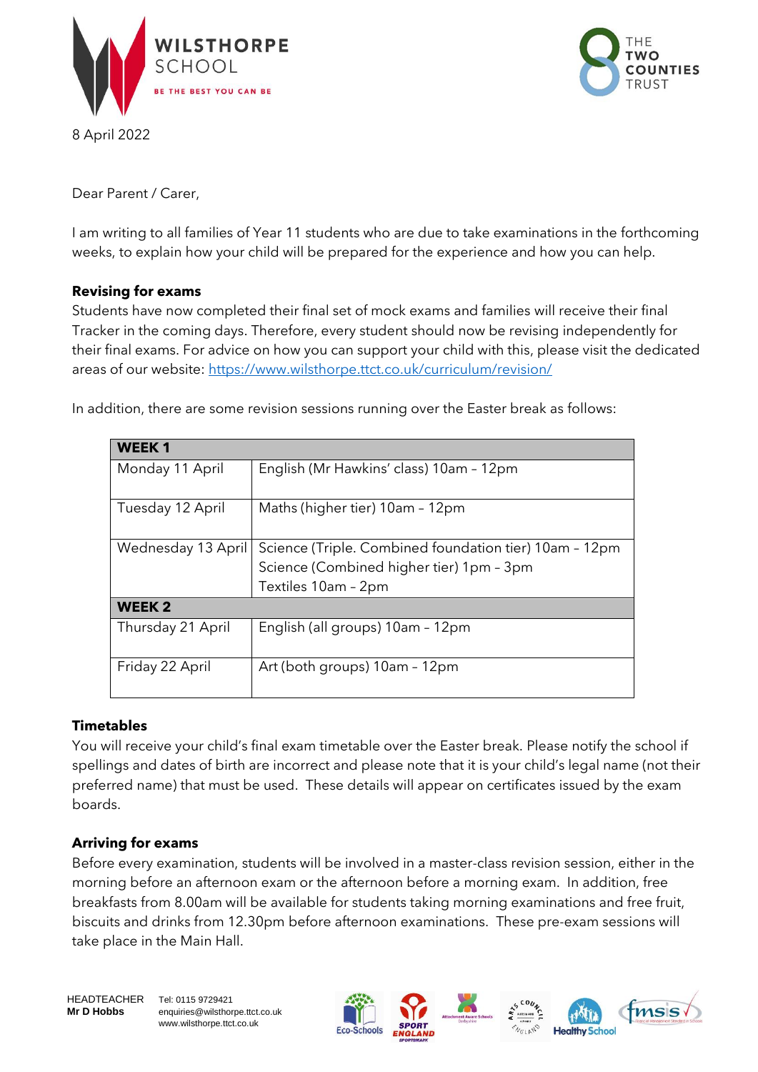WILSTHORPE SCHOOL

BE THE BEST YOU CAN BE

THE TWO COUNTIES TRUST

8 April 2022

Dear Parent / Carer,

I am writing to all families of Year 11 students who are due to take examinations in the forthcoming weeks, to explain how your child will be prepared for the experience and how you can help.

**Revising for exams**

Students have now completed their final set of mock exams and families will receive their final Tracker in the coming days. Therefore, every student should now be revising independently for their final exams. For advice on how you can support your child with this, please visit the dedicated areas of our website: https://www.wilsthorpe.ttct.co.uk/curriculum/revision/

In addition, there are some revision sessions running over the Easter break as follows:

| | |
|---|---|
| **WEEK 1** | |
| Monday 11 April | English (Mr Hawkins' class) 10am – 12pm |
| Tuesday 12 April | Maths (higher tier) 10am – 12pm |
| Wednesday 13 April | Science (Triple. Combined foundation tier) 10am – 12pm<br>Science (Combined higher tier) 1pm – 3pm<br>Textiles 10am – 2pm |
| **WEEK 2** | |
| Thursday 21 April | English (all groups) 10am – 12pm |
| Friday 22 April | Art (both groups) 10am – 12pm |

**Timetables**

You will receive your child's final exam timetable over the Easter break. Please notify the school if spellings and dates of birth are incorrect and please note that it is your child's legal name (not their preferred name) that must be used. These details will appear on certificates issued by the exam boards.

**Arriving for exams**

Before every examination, students will be involved in a master-class revision session, either in the morning before an afternoon exam or the afternoon before a morning exam. In addition, free breakfasts from 8.00am will be available for students taking morning examinations and free fruit, biscuits and drinks from 12.30pm before afternoon examinations. These pre-exam sessions will take place in the Main Hall.

HEADTEACHER
**Mr D Hobbs**

Tel: 0115 9729421
enquiries@wilsthorpe.ttct.co.uk
www.wilsthorpe.ttct.co.uk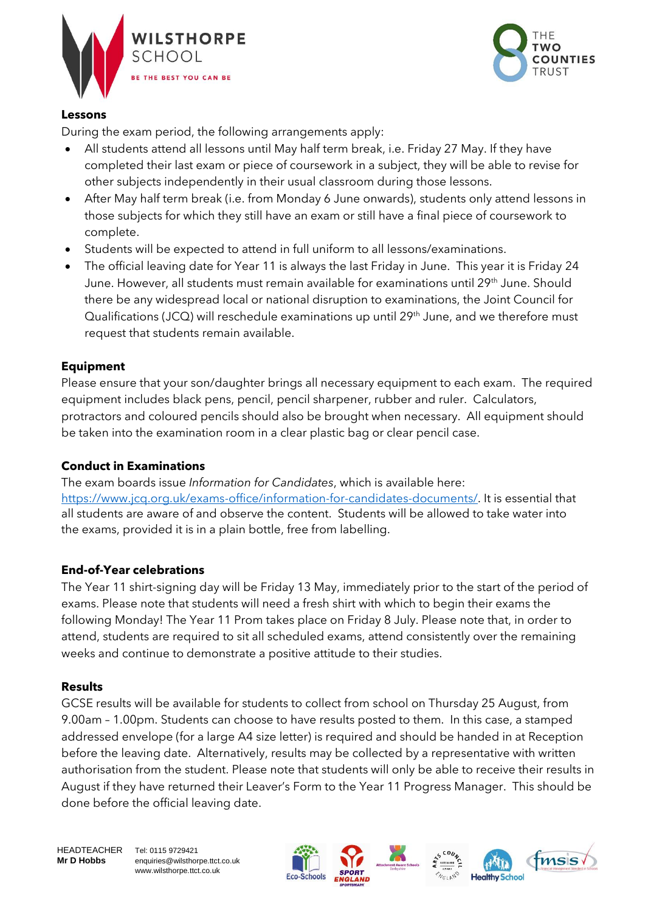## Lessons

During the exam period, the following arrangements apply:

- All students attend all lessons until May half term break, i.e. Friday 27 May. If they have completed their last exam or piece of coursework in a subject, they will be able to revise for other subjects independently in their usual classroom during those lessons.
- After May half term break (i.e. from Monday 6 June onwards), students only attend lessons in those subjects for which they still have an exam or still have a final piece of coursework to complete.
- Students will be expected to attend in full uniform to all lessons/examinations.
- The official leaving date for Year 11 is always the last Friday in June. This year it is Friday 24 June. However, all students must remain available for examinations until 29th June. Should there be any widespread local or national disruption to examinations, the Joint Council for Qualifications (JCQ) will reschedule examinations up until 29th June, and we therefore must request that students remain available.

## Equipment

Please ensure that your son/daughter brings all necessary equipment to each exam. The required equipment includes black pens, pencil, pencil sharpener, rubber and ruler. Calculators, protractors and coloured pencils should also be brought when necessary. All equipment should be taken into the examination room in a clear plastic bag or clear pencil case.

## Conduct in Examinations

The exam boards issue *Information for Candidates*, which is available here: https://www.jcq.org.uk/exams-office/information-for-candidates-documents/. It is essential that all students are aware of and observe the content. Students will be allowed to take water into the exams, provided it is in a plain bottle, free from labelling.

## End-of-Year celebrations

The Year 11 shirt-signing day will be Friday 13 May, immediately prior to the start of the period of exams. Please note that students will need a fresh shirt with which to begin their exams the following Monday! The Year 11 Prom takes place on Friday 8 July. Please note that, in order to attend, students are required to sit all scheduled exams, attend consistently over the remaining weeks and continue to demonstrate a positive attitude to their studies.

## Results

GCSE results will be available for students to collect from school on Thursday 25 August, from 9.00am – 1.00pm. Students can choose to have results posted to them. In this case, a stamped addressed envelope (for a large A4 size letter) is required and should be handed in at Reception before the leaving date. Alternatively, results may be collected by a representative with written authorisation from the student. Please note that students will only be able to receive their results in August if they have returned their Leaver's Form to the Year 11 Progress Manager. This should be done before the official leaving date.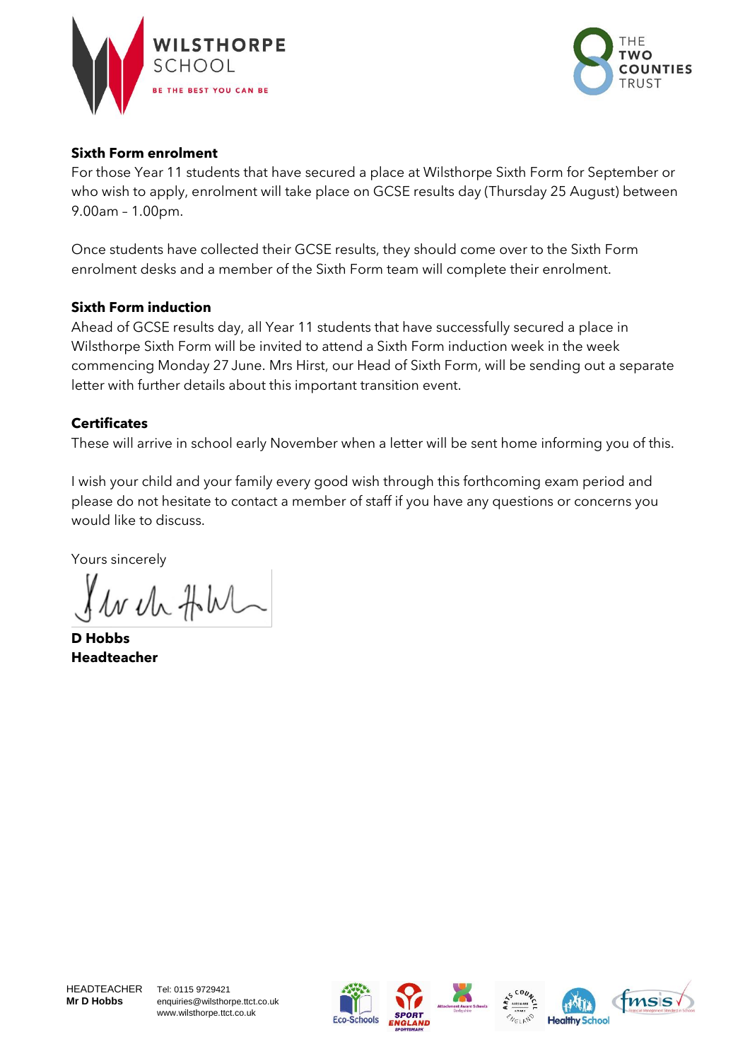**Sixth Form enrolment**

For those Year 11 students that have secured a place at Wilsthorpe Sixth Form for September or who wish to apply, enrolment will take place on GCSE results day (Thursday 25 August) between 9.00am – 1.00pm.

Once students have collected their GCSE results, they should come over to the Sixth Form enrolment desks and a member of the Sixth Form team will complete their enrolment.

**Sixth Form induction**

Ahead of GCSE results day, all Year 11 students that have successfully secured a place in Wilsthorpe Sixth Form will be invited to attend a Sixth Form induction week in the week commencing Monday 27 June. Mrs Hirst, our Head of Sixth Form, will be sending out a separate letter with further details about this important transition event.

**Certificates**

These will arrive in school early November when a letter will be sent home informing you of this.

I wish your child and your family every good wish through this forthcoming exam period and please do not hesitate to contact a member of staff if you have any questions or concerns you would like to discuss.

Yours sincerely

**D Hobbs**
**Headteacher**